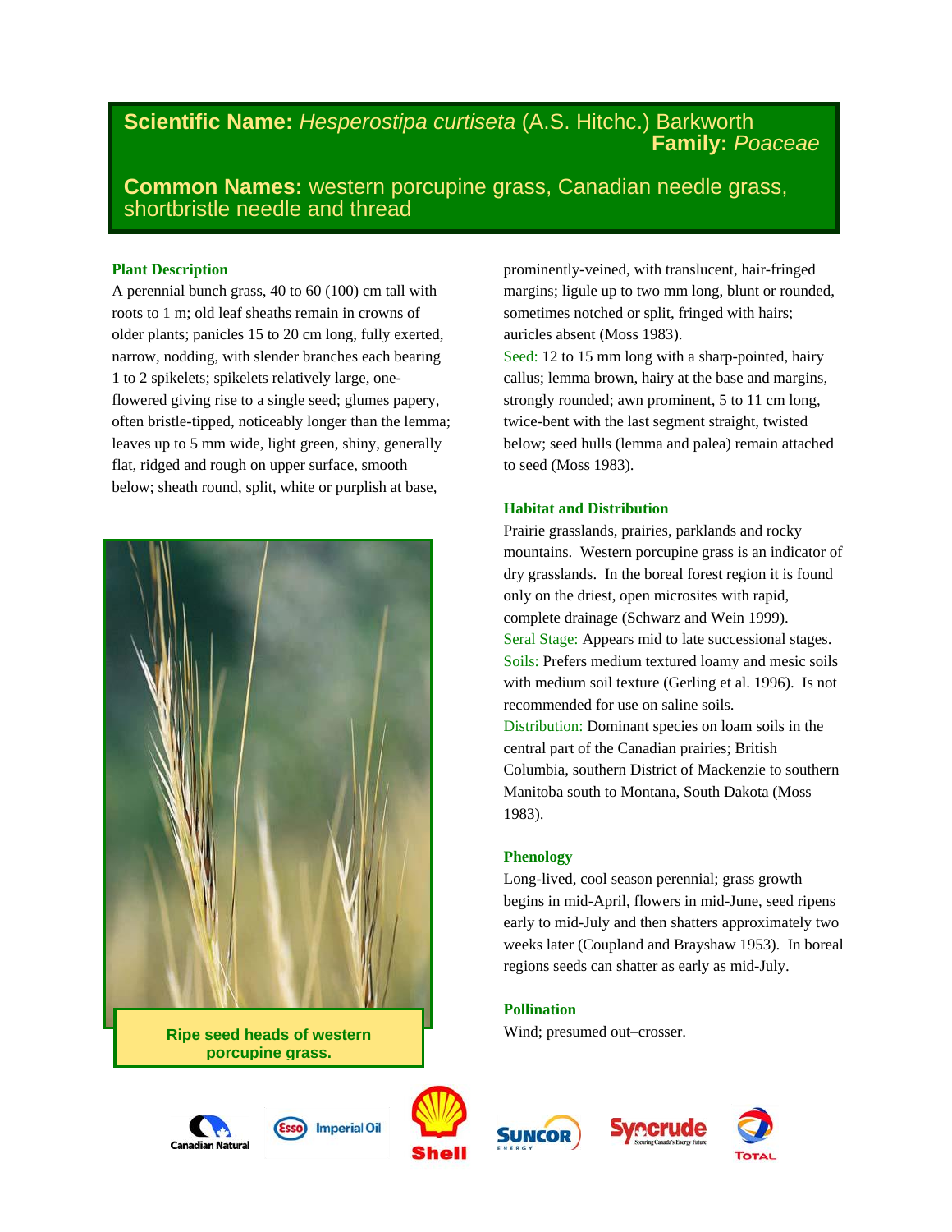**Scientific Name:** *Hesperostipa curtiseta* (A.S. Hitchc.) Barkworth
**Family:** *Poaceae*

**Common Names:** western porcupine grass, Canadian needle grass, shortbristle needle and thread

### Plant Description

A perennial bunch grass, 40 to 60 (100) cm tall with roots to 1 m; old leaf sheaths remain in crowns of older plants; panicles 15 to 20 cm long, fully exerted, narrow, nodding, with slender branches each bearing 1 to 2 spikelets; spikelets relatively large, one-flowered giving rise to a single seed; glumes papery, often bristle-tipped, noticeably longer than the lemma; leaves up to 5 mm wide, light green, shiny, generally flat, ridged and rough on upper surface, smooth below; sheath round, split, white or purplish at base, prominently-veined, with translucent, hair-fringed margins; ligule up to two mm long, blunt or rounded, sometimes notched or split, fringed with hairs; auricles absent (Moss 1983).

Seed: 12 to 15 mm long with a sharp-pointed, hairy callus; lemma brown, hairy at the base and margins, strongly rounded; awn prominent, 5 to 11 cm long, twice-bent with the last segment straight, twisted below; seed hulls (lemma and palea) remain attached to seed (Moss 1983).

Ripe seed heads of western porcupine grass.

### Habitat and Distribution

Prairie grasslands, prairies, parklands and rocky mountains. Western porcupine grass is an indicator of dry grasslands. In the boreal forest region it is found only on the driest, open microsites with rapid, complete drainage (Schwarz and Wein 1999).

Seral Stage: Appears mid to late successional stages.

Soils: Prefers medium textured loamy and mesic soils with medium soil texture (Gerling et al. 1996). Is not recommended for use on saline soils.

Distribution: Dominant species on loam soils in the central part of the Canadian prairies; British Columbia, southern District of Mackenzie to southern Manitoba south to Montana, South Dakota (Moss 1983).

### Phenology

Long-lived, cool season perennial; grass growth begins in mid-April, flowers in mid-June, seed ripens early to mid-July and then shatters approximately two weeks later (Coupland and Brayshaw 1953). In boreal regions seeds can shatter as early as mid-July.

### Pollination

Wind; presumed out–crosser.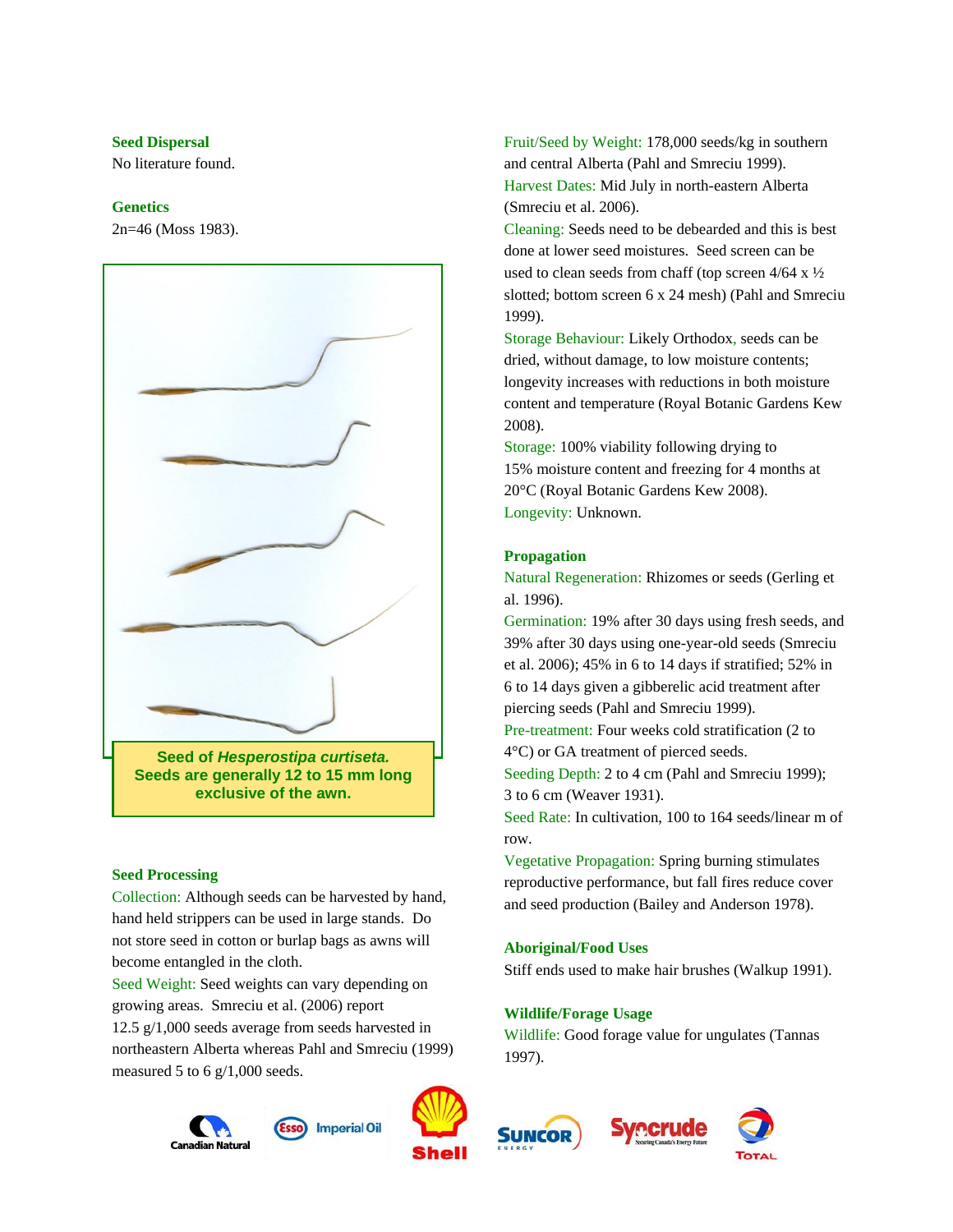### Seed Dispersal

No literature found.

### Genetics

2n=46 (Moss 1983).

**Seed of *Hesperostipa curtiseta*. Seeds are generally 12 to 15 mm long exclusive of the awn.**

### Seed Processing

Collection: Although seeds can be harvested by hand, hand held strippers can be used in large stands. Do not store seed in cotton or burlap bags as awns will become entangled in the cloth.

Seed Weight: Seed weights can vary depending on growing areas. Smreciu et al. (2006) report 12.5 g/1,000 seeds average from seeds harvested in northeastern Alberta whereas Pahl and Smreciu (1999) measured 5 to 6 g/1,000 seeds.

Fruit/Seed by Weight: 178,000 seeds/kg in southern and central Alberta (Pahl and Smreciu 1999).

Harvest Dates: Mid July in north-eastern Alberta (Smreciu et al. 2006).

Cleaning: Seeds need to be debearded and this is best done at lower seed moistures. Seed screen can be used to clean seeds from chaff (top screen 4/64 x ½ slotted; bottom screen 6 x 24 mesh) (Pahl and Smreciu 1999).

Storage Behaviour: Likely Orthodox, seeds can be dried, without damage, to low moisture contents; longevity increases with reductions in both moisture content and temperature (Royal Botanic Gardens Kew 2008).

Storage: 100% viability following drying to 15% moisture content and freezing for 4 months at 20°C (Royal Botanic Gardens Kew 2008).

Longevity: Unknown.

### Propagation

Natural Regeneration: Rhizomes or seeds (Gerling et al. 1996).

Germination: 19% after 30 days using fresh seeds, and 39% after 30 days using one-year-old seeds (Smreciu et al. 2006); 45% in 6 to 14 days if stratified; 52% in 6 to 14 days given a gibberelic acid treatment after piercing seeds (Pahl and Smreciu 1999).

Pre-treatment: Four weeks cold stratification (2 to 4°C) or GA treatment of pierced seeds.

Seeding Depth: 2 to 4 cm (Pahl and Smreciu 1999); 3 to 6 cm (Weaver 1931).

Seed Rate: In cultivation, 100 to 164 seeds/linear m of row.

Vegetative Propagation: Spring burning stimulates reproductive performance, but fall fires reduce cover and seed production (Bailey and Anderson 1978).

### Aboriginal/Food Uses

Stiff ends used to make hair brushes (Walkup 1991).

### Wildlife/Forage Usage

Wildlife: Good forage value for ungulates (Tannas 1997).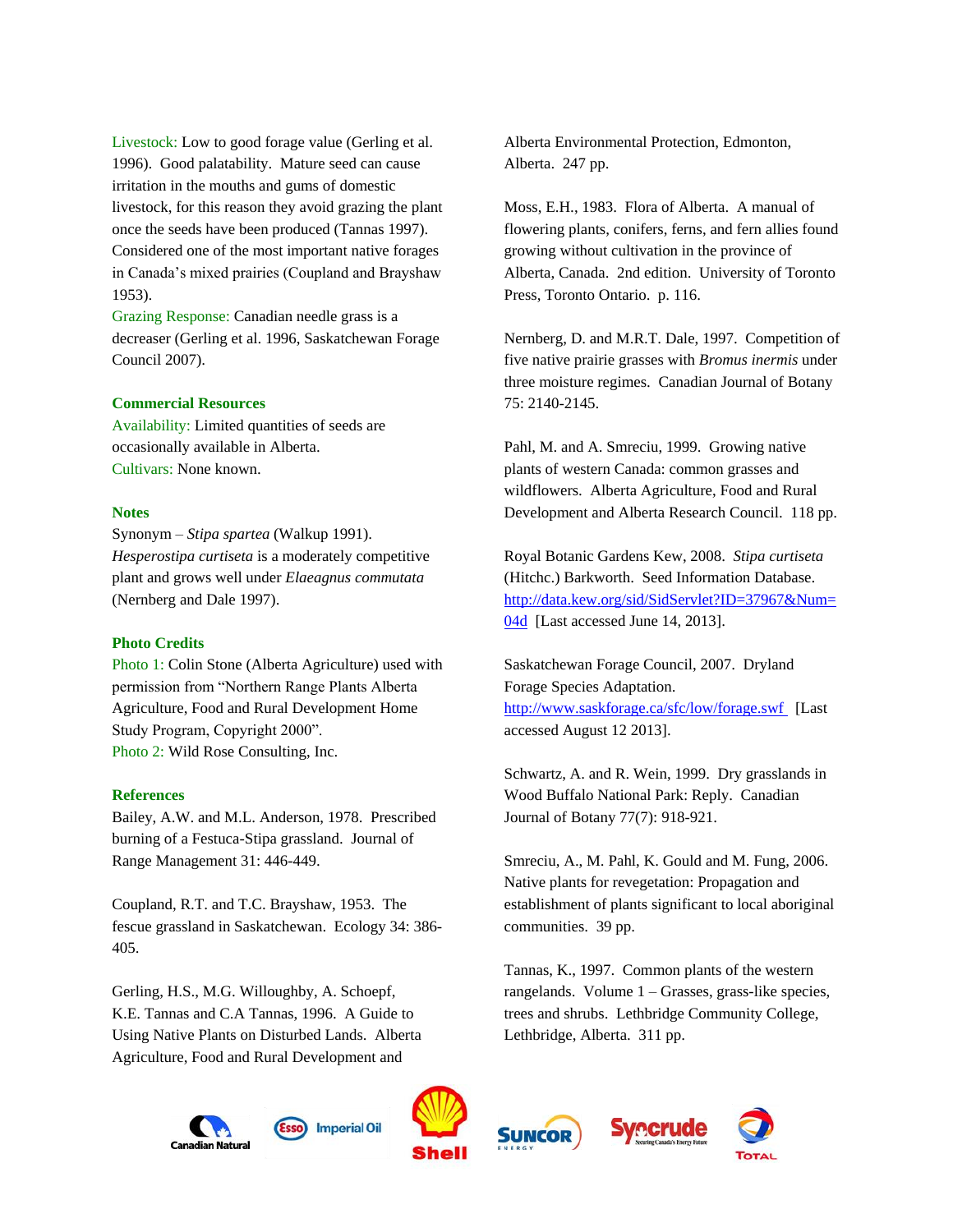Livestock: Low to good forage value (Gerling et al. 1996). Good palatability. Mature seed can cause irritation in the mouths and gums of domestic livestock, for this reason they avoid grazing the plant once the seeds have been produced (Tannas 1997). Considered one of the most important native forages in Canada's mixed prairies (Coupland and Brayshaw 1953).

Grazing Response: Canadian needle grass is a decreaser (Gerling et al. 1996, Saskatchewan Forage Council 2007).

### Commercial Resources

Availability: Limited quantities of seeds are occasionally available in Alberta.

Cultivars: None known.

### Notes

Synonym – *Stipa spartea* (Walkup 1991).

*Hesperostipa curtiseta* is a moderately competitive plant and grows well under *Elaeagnus commutata* (Nernberg and Dale 1997).

### Photo Credits

Photo 1: Colin Stone (Alberta Agriculture) used with permission from "Northern Range Plants Alberta Agriculture, Food and Rural Development Home Study Program, Copyright 2000".

Photo 2: Wild Rose Consulting, Inc.

### References

Bailey, A.W. and M.L. Anderson, 1978. Prescribed burning of a Festuca-Stipa grassland. Journal of Range Management 31: 446-449.

Coupland, R.T. and T.C. Brayshaw, 1953. The fescue grassland in Saskatchewan. Ecology 34: 386-405.

Gerling, H.S., M.G. Willoughby, A. Schoepf, K.E. Tannas and C.A Tannas, 1996. A Guide to Using Native Plants on Disturbed Lands. Alberta Agriculture, Food and Rural Development and Alberta Environmental Protection, Edmonton, Alberta. 247 pp.

Moss, E.H., 1983. Flora of Alberta. A manual of flowering plants, conifers, ferns, and fern allies found growing without cultivation in the province of Alberta, Canada. 2nd edition. University of Toronto Press, Toronto Ontario. p. 116.

Nernberg, D. and M.R.T. Dale, 1997. Competition of five native prairie grasses with *Bromus inermis* under three moisture regimes. Canadian Journal of Botany 75: 2140-2145.

Pahl, M. and A. Smreciu, 1999. Growing native plants of western Canada: common grasses and wildflowers. Alberta Agriculture, Food and Rural Development and Alberta Research Council. 118 pp.

Royal Botanic Gardens Kew, 2008. *Stipa curtiseta* (Hitchc.) Barkworth. Seed Information Database. http://data.kew.org/sid/SidServlet?ID=37967&Num=04d [Last accessed June 14, 2013].

Saskatchewan Forage Council, 2007. Dryland Forage Species Adaptation. http://www.saskforage.ca/sfc/low/forage.swf [Last accessed August 12 2013].

Schwartz, A. and R. Wein, 1999. Dry grasslands in Wood Buffalo National Park: Reply. Canadian Journal of Botany 77(7): 918-921.

Smreciu, A., M. Pahl, K. Gould and M. Fung, 2006. Native plants for revegetation: Propagation and establishment of plants significant to local aboriginal communities. 39 pp.

Tannas, K., 1997. Common plants of the western rangelands. Volume 1 – Grasses, grass-like species, trees and shrubs. Lethbridge Community College, Lethbridge, Alberta. 311 pp.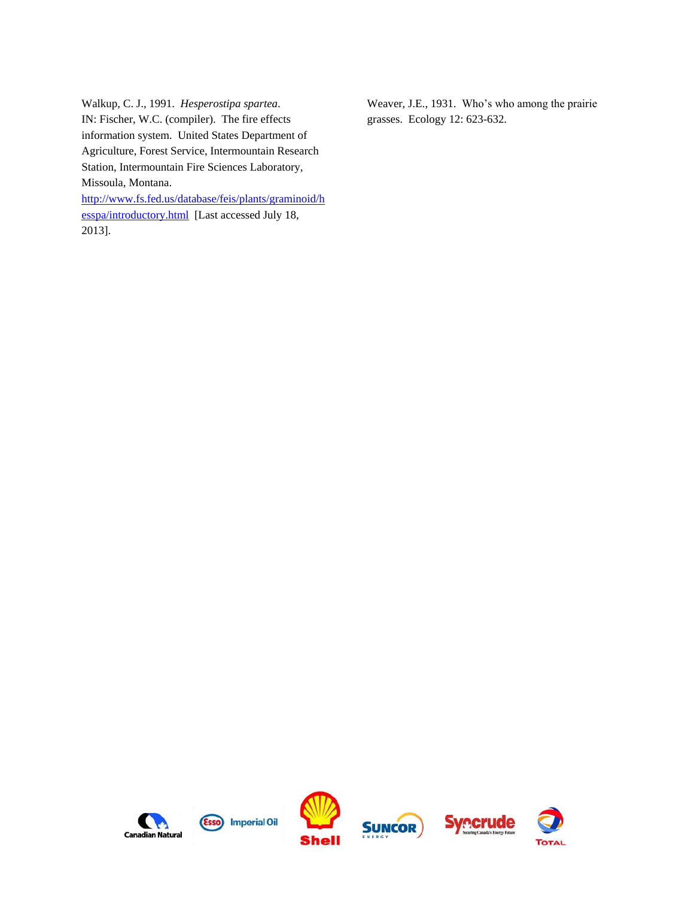Walkup, C. J., 1991. *Hesperostipa spartea*. IN: Fischer, W.C. (compiler). The fire effects information system. United States Department of Agriculture, Forest Service, Intermountain Research Station, Intermountain Fire Sciences Laboratory, Missoula, Montana. http://www.fs.fed.us/database/feis/plants/graminoid/hesspa/introductory.html [Last accessed July 18, 2013].

Weaver, J.E., 1931. Who's who among the prairie grasses. Ecology 12: 623-632.